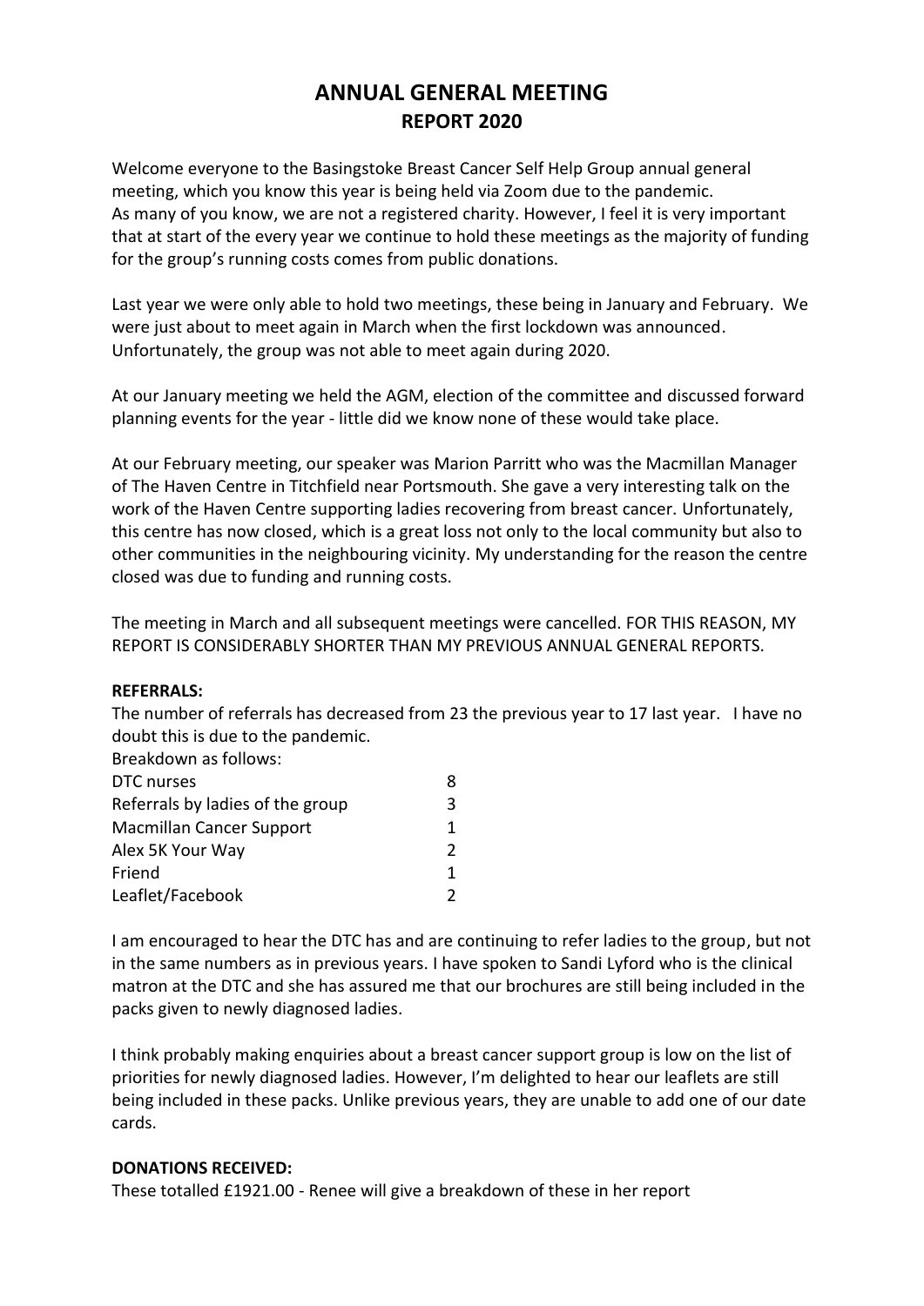# ANNUAL GENERAL MEETING
## REPORT 2020

Welcome everyone to the Basingstoke Breast Cancer Self Help Group annual general meeting, which you know this year is being held via Zoom due to the pandemic.
As many of you know, we are not a registered charity. However, I feel it is very important that at start of the every year we continue to hold these meetings as the majority of funding for the group's running costs comes from public donations.

Last year we were only able to hold two meetings, these being in January and February. We were just about to meet again in March when the first lockdown was announced. Unfortunately, the group was not able to meet again during 2020.

At our January meeting we held the AGM, election of the committee and discussed forward planning events for the year - little did we know none of these would take place.

At our February meeting, our speaker was Marion Parritt who was the Macmillan Manager of The Haven Centre in Titchfield near Portsmouth. She gave a very interesting talk on the work of the Haven Centre supporting ladies recovering from breast cancer. Unfortunately, this centre has now closed, which is a great loss not only to the local community but also to other communities in the neighbouring vicinity. My understanding for the reason the centre closed was due to funding and running costs.

The meeting in March and all subsequent meetings were cancelled. FOR THIS REASON, MY REPORT IS CONSIDERABLY SHORTER THAN MY PREVIOUS ANNUAL GENERAL REPORTS.

**REFERRALS:**

The number of referrals has decreased from 23 the previous year to 17 last year. I have no doubt this is due to the pandemic.

Breakdown as follows:

| | |
|---|---|
| DTC nurses | 8 |
| Referrals by ladies of the group | 3 |
| Macmillan Cancer Support | 1 |
| Alex 5K Your Way | 2 |
| Friend | 1 |
| Leaflet/Facebook | 2 |

I am encouraged to hear the DTC has and are continuing to refer ladies to the group, but not in the same numbers as in previous years. I have spoken to Sandi Lyford who is the clinical matron at the DTC and she has assured me that our brochures are still being included in the packs given to newly diagnosed ladies.

I think probably making enquiries about a breast cancer support group is low on the list of priorities for newly diagnosed ladies. However, I'm delighted to hear our leaflets are still being included in these packs. Unlike previous years, they are unable to add one of our date cards.

**DONATIONS RECEIVED:**

These totalled £1921.00 - Renee will give a breakdown of these in her report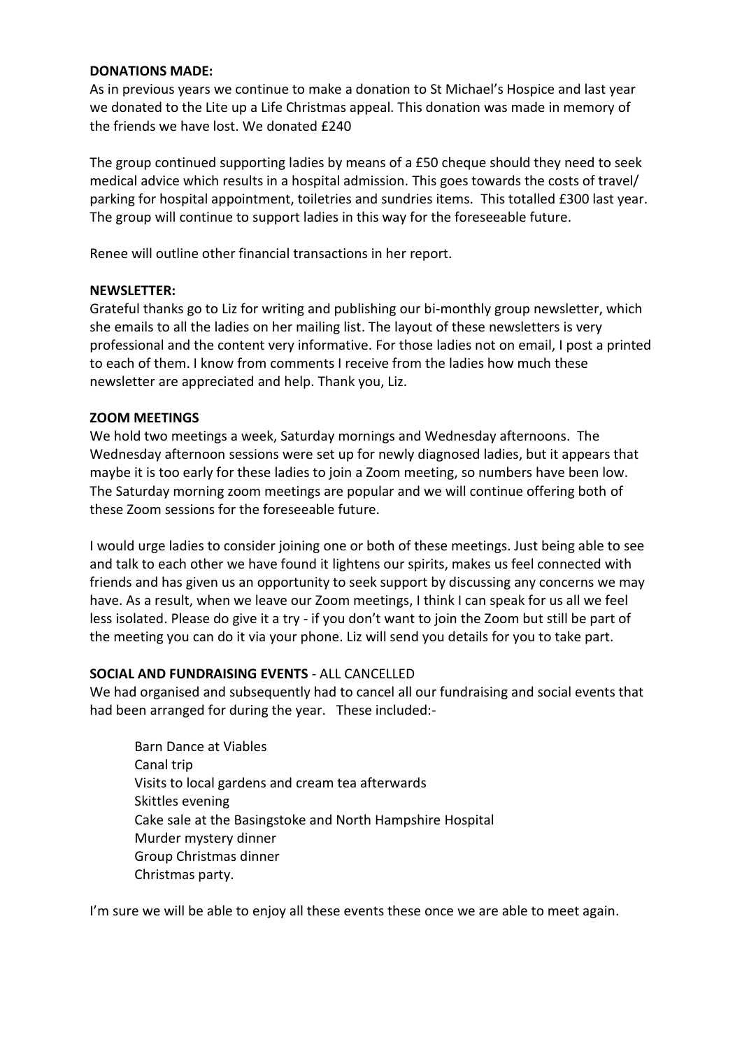**DONATIONS MADE:**

As in previous years we continue to make a donation to St Michael's Hospice and last year we donated to the Lite up a Life Christmas appeal. This donation was made in memory of the friends we have lost. We donated £240

The group continued supporting ladies by means of a £50 cheque should they need to seek medical advice which results in a hospital admission. This goes towards the costs of travel/ parking for hospital appointment, toiletries and sundries items. This totalled £300 last year. The group will continue to support ladies in this way for the foreseeable future.

Renee will outline other financial transactions in her report.

**NEWSLETTER:**

Grateful thanks go to Liz for writing and publishing our bi-monthly group newsletter, which she emails to all the ladies on her mailing list. The layout of these newsletters is very professional and the content very informative. For those ladies not on email, I post a printed to each of them. I know from comments I receive from the ladies how much these newsletter are appreciated and help. Thank you, Liz.

**ZOOM MEETINGS**

We hold two meetings a week, Saturday mornings and Wednesday afternoons. The Wednesday afternoon sessions were set up for newly diagnosed ladies, but it appears that maybe it is too early for these ladies to join a Zoom meeting, so numbers have been low. The Saturday morning zoom meetings are popular and we will continue offering both of these Zoom sessions for the foreseeable future.

I would urge ladies to consider joining one or both of these meetings. Just being able to see and talk to each other we have found it lightens our spirits, makes us feel connected with friends and has given us an opportunity to seek support by discussing any concerns we may have. As a result, when we leave our Zoom meetings, I think I can speak for us all we feel less isolated. Please do give it a try - if you don't want to join the Zoom but still be part of the meeting you can do it via your phone. Liz will send you details for you to take part.

**SOCIAL AND FUNDRAISING EVENTS** - ALL CANCELLED

We had organised and subsequently had to cancel all our fundraising and social events that had been arranged for during the year. These included:-

- Barn Dance at Viables
- Canal trip
- Visits to local gardens and cream tea afterwards
- Skittles evening
- Cake sale at the Basingstoke and North Hampshire Hospital
- Murder mystery dinner
- Group Christmas dinner
- Christmas party.

I'm sure we will be able to enjoy all these events these once we are able to meet again.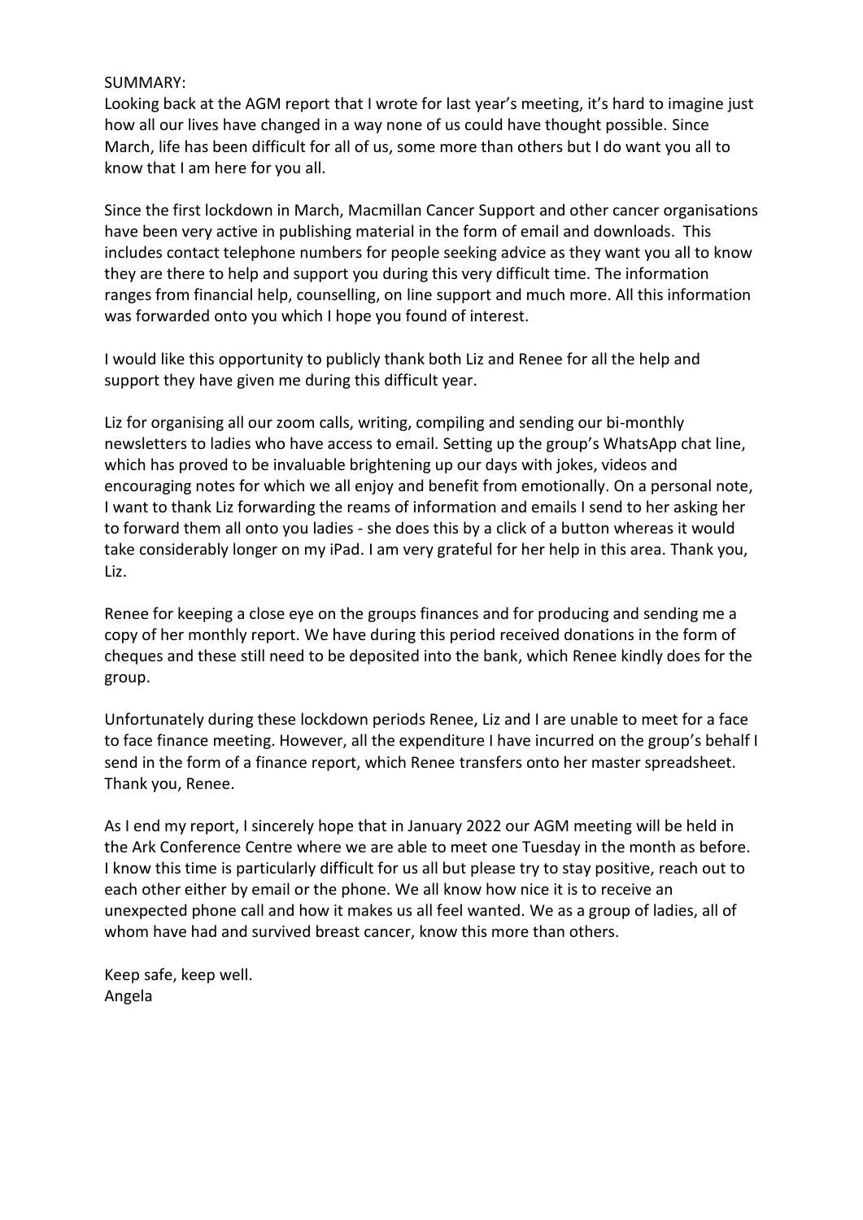SUMMARY:

Looking back at the AGM report that I wrote for last year's meeting, it's hard to imagine just how all our lives have changed in a way none of us could have thought possible. Since March, life has been difficult for all of us, some more than others but I do want you all to know that I am here for you all.

Since the first lockdown in March, Macmillan Cancer Support and other cancer organisations have been very active in publishing material in the form of email and downloads. This includes contact telephone numbers for people seeking advice as they want you all to know they are there to help and support you during this very difficult time. The information ranges from financial help, counselling, on line support and much more. All this information was forwarded onto you which I hope you found of interest.

I would like this opportunity to publicly thank both Liz and Renee for all the help and support they have given me during this difficult year.

Liz for organising all our zoom calls, writing, compiling and sending our bi-monthly newsletters to ladies who have access to email. Setting up the group's WhatsApp chat line, which has proved to be invaluable brightening up our days with jokes, videos and encouraging notes for which we all enjoy and benefit from emotionally. On a personal note, I want to thank Liz forwarding the reams of information and emails I send to her asking her to forward them all onto you ladies - she does this by a click of a button whereas it would take considerably longer on my iPad. I am very grateful for her help in this area. Thank you, Liz.

Renee for keeping a close eye on the groups finances and for producing and sending me a copy of her monthly report. We have during this period received donations in the form of cheques and these still need to be deposited into the bank, which Renee kindly does for the group.

Unfortunately during these lockdown periods Renee, Liz and I are unable to meet for a face to face finance meeting. However, all the expenditure I have incurred on the group's behalf I send in the form of a finance report, which Renee transfers onto her master spreadsheet. Thank you, Renee.

As I end my report, I sincerely hope that in January 2022 our AGM meeting will be held in the Ark Conference Centre where we are able to meet one Tuesday in the month as before. I know this time is particularly difficult for us all but please try to stay positive, reach out to each other either by email or the phone. We all know how nice it is to receive an unexpected phone call and how it makes us all feel wanted. We as a group of ladies, all of whom have had and survived breast cancer, know this more than others.

Keep safe, keep well.
Angela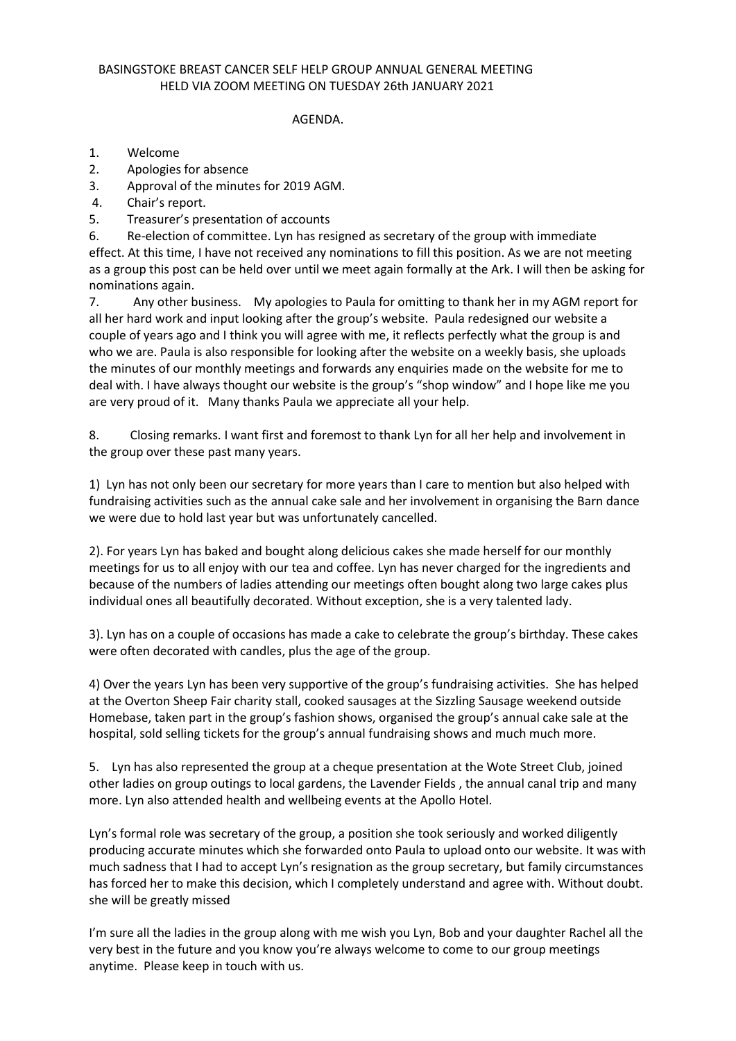BASINGSTOKE BREAST CANCER SELF HELP GROUP ANNUAL GENERAL MEETING
HELD VIA ZOOM MEETING ON TUESDAY 26th JANUARY 2021

AGENDA.

1. Welcome
2. Apologies for absence
3. Approval of the minutes for 2019 AGM.
4. Chair's report.
5. Treasurer's presentation of accounts
6. Re-election of committee. Lyn has resigned as secretary of the group with immediate effect. At this time, I have not received any nominations to fill this position. As we are not meeting as a group this post can be held over until we meet again formally at the Ark. I will then be asking for nominations again.
7. Any other business. My apologies to Paula for omitting to thank her in my AGM report for all her hard work and input looking after the group's website. Paula redesigned our website a couple of years ago and I think you will agree with me, it reflects perfectly what the group is and who we are. Paula is also responsible for looking after the website on a weekly basis, she uploads the minutes of our monthly meetings and forwards any enquiries made on the website for me to deal with. I have always thought our website is the group's "shop window" and I hope like me you are very proud of it. Many thanks Paula we appreciate all your help.

8. Closing remarks. I want first and foremost to thank Lyn for all her help and involvement in the group over these past many years.

1) Lyn has not only been our secretary for more years than I care to mention but also helped with fundraising activities such as the annual cake sale and her involvement in organising the Barn dance we were due to hold last year but was unfortunately cancelled.

2). For years Lyn has baked and bought along delicious cakes she made herself for our monthly meetings for us to all enjoy with our tea and coffee. Lyn has never charged for the ingredients and because of the numbers of ladies attending our meetings often bought along two large cakes plus individual ones all beautifully decorated. Without exception, she is a very talented lady.

3). Lyn has on a couple of occasions has made a cake to celebrate the group's birthday. These cakes were often decorated with candles, plus the age of the group.

4) Over the years Lyn has been very supportive of the group's fundraising activities. She has helped at the Overton Sheep Fair charity stall, cooked sausages at the Sizzling Sausage weekend outside Homebase, taken part in the group's fashion shows, organised the group's annual cake sale at the hospital, sold selling tickets for the group's annual fundraising shows and much much more.

5. Lyn has also represented the group at a cheque presentation at the Wote Street Club, joined other ladies on group outings to local gardens, the Lavender Fields , the annual canal trip and many more. Lyn also attended health and wellbeing events at the Apollo Hotel.

Lyn's formal role was secretary of the group, a position she took seriously and worked diligently producing accurate minutes which she forwarded onto Paula to upload onto our website. It was with much sadness that I had to accept Lyn's resignation as the group secretary, but family circumstances has forced her to make this decision, which I completely understand and agree with. Without doubt. she will be greatly missed

I'm sure all the ladies in the group along with me wish you Lyn, Bob and your daughter Rachel all the very best in the future and you know you're always welcome to come to our group meetings anytime. Please keep in touch with us.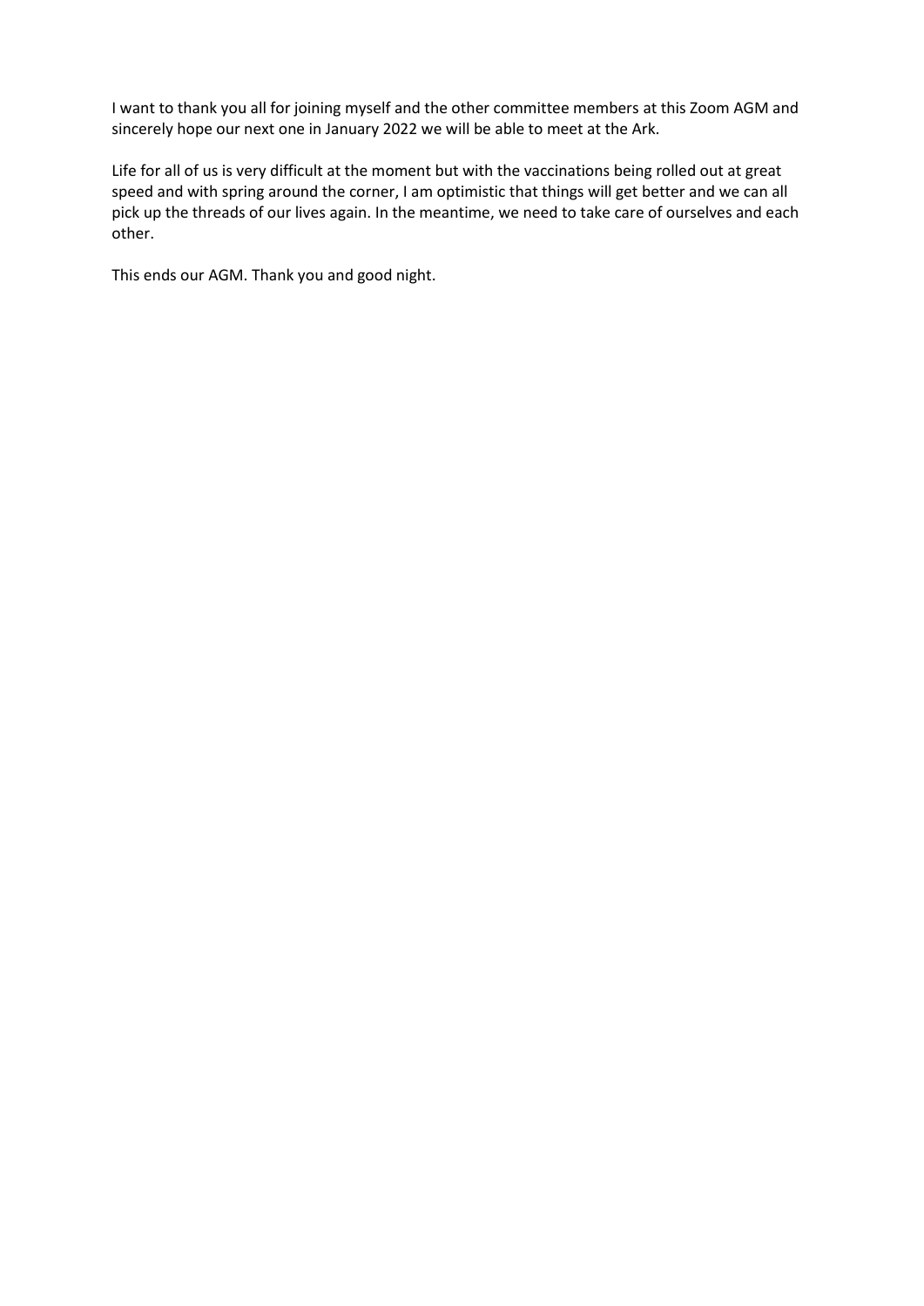I want to thank you all for joining myself and the other committee members at this Zoom AGM and sincerely hope our next one in January 2022 we will be able to meet at the Ark.

Life for all of us is very difficult at the moment but with the vaccinations being rolled out at great speed and with spring around the corner, I am optimistic that things will get better and we can all pick up the threads of our lives again. In the meantime, we need to take care of ourselves and each other.

This ends our AGM. Thank you and good night.